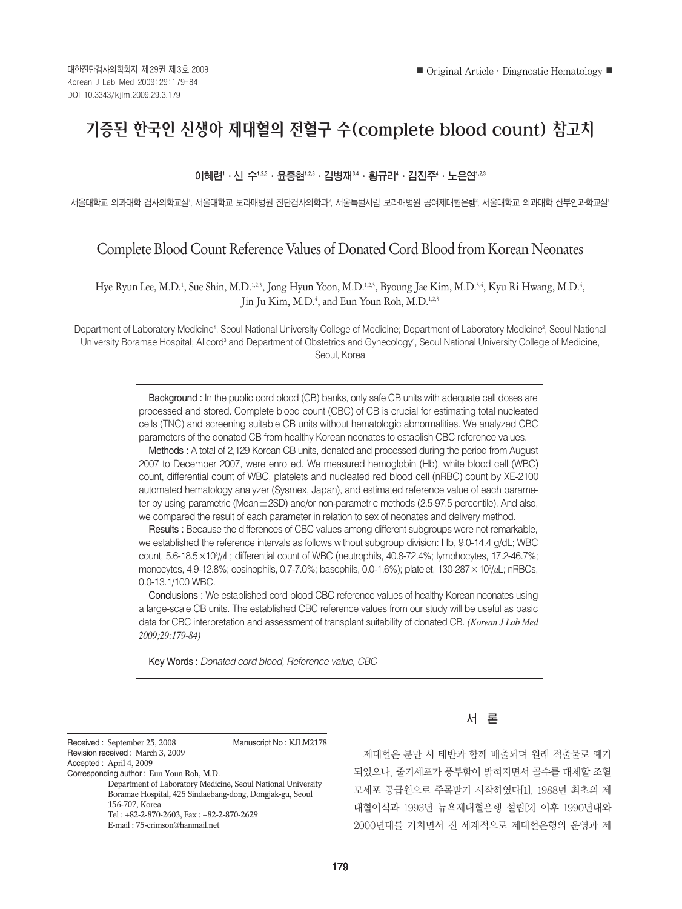■ Original Article · Diagnostic Hematology ■

# 기증된 한국인 신생아 제대혈의 전혈구 수(complete blood count) 참고치

이혜련[1] · 신 수[1,2,3] · 윤종현[1,2,3] · 김병재[3,4] · 황규리[4] · 김진주[4] · 노은연[1,2,3]

서울대학교 의과대학 검사의학교실[1], 서울대학교 보라매병원 진단검사의학과[2], 서울특별시립 보라매병원 공여제대혈은행[3], 서울대학교 의과대학 산부인과학교실[4]

## Complete Blood Count Reference Values of Donated Cord Blood from Korean Neonates

Hye Ryun Lee, M.D.[1], Sue Shin, M.D.[1,2,3], Jong Hyun Yoon, M.D.[1,2,3], Byoung Jae Kim, M.D.[3,4], Kyu Ri Hwang, M.D.[4], Jin Ju Kim, M.D.[4], and Eun Youn Roh, M.D.[1,2,3]

Department of Laboratory Medicine[1], Seoul National University College of Medicine; Department of Laboratory Medicine[2], Seoul National University Boramae Hospital; Allcord[3] and Department of Obstetrics and Gynecology[4], Seoul National University College of Medicine, Seoul, Korea

**Background :** In the public cord blood (CB) banks, only safe CB units with adequate cell doses are processed and stored. Complete blood count (CBC) of CB is crucial for estimating total nucleated cells (TNC) and screening suitable CB units without hematologic abnormalities. We analyzed CBC parameters of the donated CB from healthy Korean neonates to establish CBC reference values.

**Methods :** A total of 2,129 Korean CB units, donated and processed during the period from August 2007 to December 2007, were enrolled. We measured hemoglobin (Hb), white blood cell (WBC) count, differential count of WBC, platelets and nucleated red blood cell (nRBC) count by XE-2100 automated hematology analyzer (Sysmex, Japan), and estimated reference value of each parameter by using parametric (Mean ± 2SD) and/or non-parametric methods (2.5-97.5 percentile). And also, we compared the result of each parameter in relation to sex of neonates and delivery method.

**Results :** Because the differences of CBC values among different subgroups were not remarkable, we established the reference intervals as follows without subgroup division: Hb, 9.0-14.4 g/dL; WBC count, 5.6-18.5 $\times 10^3/\mu L$; differential count of WBC (neutrophils, 40.8-72.4%; lymphocytes, 17.2-46.7%; monocytes, 4.9-12.8%; eosinophils, 0.7-7.0%; basophils, 0.0-1.6%); platelet, 130-287 $\times 10^3/\mu L$; nRBCs, 0.0-13.1/100 WBC.

**Conclusions :** We established cord blood CBC reference values of healthy Korean neonates using a large-scale CB units. The established CBC reference values from our study will be useful as basic data for CBC interpretation and assessment of transplant suitability of donated CB. *(Korean J Lab Med 2009;29:179-84)*

**Key Words :** *Donated cord blood, Reference value, CBC*

Received : September 25, 2008  Manuscript No : KJLM2178
Revision received : March 3, 2009
Accepted : April 4, 2009
Corresponding author : Eun Youn Roh, M.D.
Department of Laboratory Medicine, Seoul National University Boramae Hospital, 425 Sindaebang-dong, Dongjak-gu, Seoul 156-707, Korea
Tel : +82-2-870-2603, Fax : +82-2-870-2629
E-mail : 75-crimson@hanmail.net

## 서 론

제대혈은 분만 시 태반과 함께 배출되며 원래 적출물로 폐기되었으나, 줄기세포가 풍부함이 밝혀지면서 골수를 대체할 조혈모세포 공급원으로 주목받기 시작하였다[1]. 1988년 최초의 제대혈이식과 1993년 뉴욕제대혈은행 설립[2] 이후 1990년대와 2000년대를 거치면서 전 세계적으로 제대혈은행의 운영과 제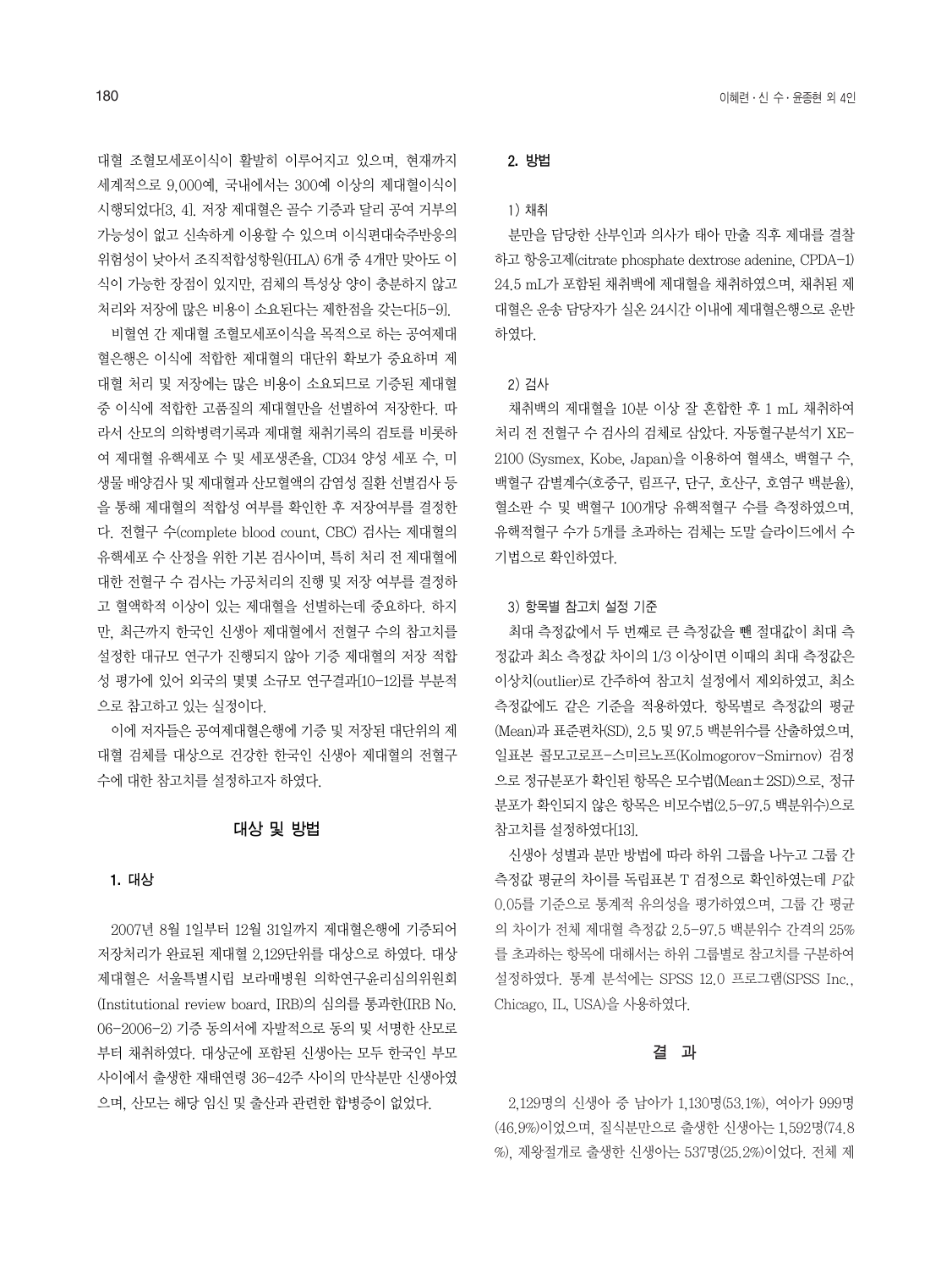대혈 조혈모세포이식이 활발히 이루어지고 있으며, 현재까지 세계적으로 9,000예, 국내에서는 300예 이상의 제대혈이식이 시행되었다[3, 4]. 저장 제대혈은 골수 기증과 달리 공여 거부의 가능성이 없고 신속하게 이용할 수 있으며 이식편대숙주반응의 위험성이 낮아서 조직적합성항원(HLA) 6개 중 4개만 맞아도 이식이 가능한 장점이 있지만, 검체의 특성상 양이 충분하지 않고 처리와 저장에 많은 비용이 소요된다는 제한점을 갖는다[5-9].

비혈연 간 제대혈 조혈모세포이식을 목적으로 하는 공여제대혈은행은 이식에 적합한 제대혈의 대단위 확보가 중요하며 제대혈 처리 및 저장에는 많은 비용이 소요되므로 기증된 제대혈 중 이식에 적합한 고품질의 제대혈만을 선별하여 저장한다. 따라서 산모의 의학병력기록과 제대혈 채취기록의 검토를 비롯하여 제대혈 유핵세포 수 및 세포생존율, CD34 양성 세포 수, 미생물 배양검사 및 제대혈과 산모혈액의 감염성 질환 선별검사 등을 통해 제대혈의 적합성 여부를 확인한 후 저장여부를 결정한다. 전혈구 수(complete blood count, CBC) 검사는 제대혈의 유핵세포 수 산정을 위한 기본 검사이며, 특히 처리 전 제대혈에 대한 전혈구 수 검사는 가공처리의 진행 및 저장 여부를 결정하고 혈액학적 이상이 있는 제대혈을 선별하는데 중요하다. 하지만, 최근까지 한국인 신생아 제대혈에서 전혈구 수의 참고치를 설정한 대규모 연구가 진행되지 않아 기증 제대혈의 저장 적합성 평가에 있어 외국의 몇몇 소규모 연구결과[10-12]를 부분적으로 참고하고 있는 실정이다.

이에 저자들은 공여제대혈은행에 기증 및 저장된 대단위의 제대혈 검체를 대상으로 건강한 한국인 신생아 제대혈의 전혈구 수에 대한 참고치를 설정하고자 하였다.

## 대상 및 방법

### 1. 대상

2007년 8월 1일부터 12월 31일까지 제대혈은행에 기증되어 저장처리가 완료된 제대혈 2,129단위를 대상으로 하였다. 대상 제대혈은 서울특별시립 보라매병원 의학연구윤리심의위원회(Institutional review board, IRB)의 심의를 통과한(IRB No. 06-2006-2) 기증 동의서에 자발적으로 동의 및 서명한 산모로부터 채취하였다. 대상군에 포함된 신생아는 모두 한국인 부모 사이에서 출생한 재태연령 36-42주 사이의 만삭분만 신생아였으며, 산모는 해당 임신 및 출산과 관련한 합병증이 없었다.

### 2. 방법

#### 1) 채취

분만을 담당한 산부인과 의사가 태아 만출 직후 제대를 결찰하고 항응고제(citrate phosphate dextrose adenine, CPDA-1) 24.5 mL가 포함된 채취백에 제대혈을 채취하였으며, 채취된 제대혈은 운송 담당자가 실온 24시간 이내에 제대혈은행으로 운반하였다.

#### 2) 검사

채취백의 제대혈을 10분 이상 잘 혼합한 후 1 mL 채취하여 처리 전 전혈구 수 검사의 검체로 삼았다. 자동혈구분석기 XE-2100 (Sysmex, Kobe, Japan)을 이용하여 혈색소, 혈구 수, 백혈구 감별계수(호중구, 림프구, 단구, 호산구, 호염구 백분율), 혈소판 수 및 백혈구 100개당 유핵적혈구 수를 측정하였으며, 유핵적혈구 수가 5개를 초과하는 검체는 도말 슬라이드에서 수기법으로 확인하였다.

#### 3) 항목별 참고치 설정 기준

최대 측정값에서 두 번째로 큰 측정값을 뺀 절대값이 최대 측정값과 최소 측정값 차이의 1/3 이상이면 이때의 최대 측정값은 이상치(outlier)로 간주하여 참고치 설정에서 제외하였고, 최소 측정값에도 같은 기준을 적용하였다. 항목별로 측정값의 평균(Mean)과 표준편차(SD), 2.5 및 97.5 백분위수를 산출하였으며, 일표본 콜모고로프-스미르노프(Kolmogorov-Smirnov) 검정으로 정규분포가 확인된 항목은 모수법(Mean±2SD)으로, 정규분포가 확인되지 않은 항목은 비모수법(2.5-97.5 백분위수)으로 참고치를 설정하였다[13].

신생아 성별과 분만 방법에 따라 하위 그룹을 나누고 그룹 간 측정값 평균의 차이를 독립표본 T 검정으로 확인하였는데 $P$값 0.05를 기준으로 통계적 유의성을 평가하였으며, 그룹 간 평균의 차이가 전체 제대혈 측정값 2.5-97.5 백분위수 간격의 25%를 초과하는 항목에 대해서는 하위 그룹별로 참고치를 구분하여 설정하였다. 통계 분석에는 SPSS 12.0 프로그램(SPSS Inc., Chicago, IL, USA)을 사용하였다.

## 결 과

2,129명의 신생아 중 남아가 1,130명(53.1%), 여아가 999명(46.9%)이었으며, 질식분만으로 출생한 신생아는 1,592명(74.8%), 제왕절개로 출생한 신생아는 537명(25.2%)이었다. 전체 제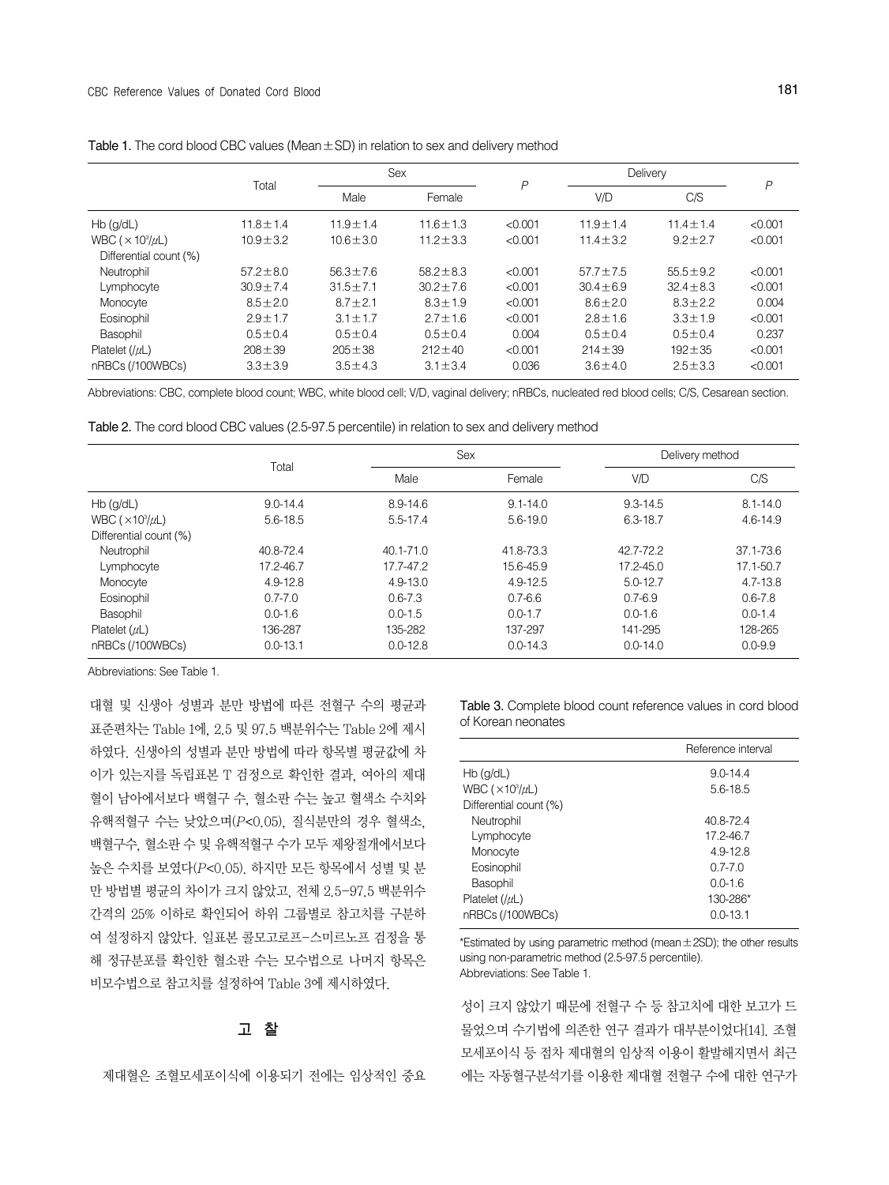Table 1. The cord blood CBC values (Mean±SD) in relation to sex and delivery method

| | Total | Sex | | P | Delivery | | P |
|---|---|---|---|---|---|---|---|
| | | Male | Female | | V/D | C/S | |
| Hb (g/dL) | 11.8±1.4 | 11.9±1.4 | 11.6±1.3 | <0.001 | 11.9±1.4 | 11.4±1.4 | <0.001 |
| WBC (×10³/μL) | 10.9±3.2 | 10.6±3.0 | 11.2±3.3 | <0.001 | 11.4±3.2 | 9.2±2.7 | <0.001 |
| Differential count (%) | | | | | | | |
| Neutrophil | 57.2±8.0 | 56.3±7.6 | 58.2±8.3 | <0.001 | 57.7±7.5 | 55.5±9.2 | <0.001 |
| Lymphocyte | 30.9±7.4 | 31.5±7.1 | 30.2±7.6 | <0.001 | 30.4±6.9 | 32.4±8.3 | <0.001 |
| Monocyte | 8.5±2.0 | 8.7±2.1 | 8.3±1.9 | <0.001 | 8.6±2.0 | 8.3±2.2 | 0.004 |
| Eosinophil | 2.9±1.7 | 3.1±1.7 | 2.7±1.6 | <0.001 | 2.8±1.6 | 3.3±1.9 | <0.001 |
| Basophil | 0.5±0.4 | 0.5±0.4 | 0.5±0.4 | 0.004 | 0.5±0.4 | 0.5±0.4 | 0.237 |
| Platelet (/μL) | 208±39 | 205±38 | 212±40 | <0.001 | 214±39 | 192±35 | <0.001 |
| nRBCs (/100WBCs) | 3.3±3.9 | 3.5±4.3 | 3.1±3.4 | 0.036 | 3.6±4.0 | 2.5±3.3 | <0.001 |

Abbreviations: CBC, complete blood count; WBC, white blood cell; V/D, vaginal delivery; nRBCs, nucleated red blood cells; C/S, Cesarean section.

Table 2. The cord blood CBC values (2.5-97.5 percentile) in relation to sex and delivery method

| | Total | Sex | | Delivery method | |
|---|---|---|---|---|---|
| | | Male | Female | V/D | C/S |
| Hb (g/dL) | 9.0-14.4 | 8.9-14.6 | 9.1-14.0 | 9.3-14.5 | 8.1-14.0 |
| WBC (×10³/μL) | 5.6-18.5 | 5.5-17.4 | 5.6-19.0 | 6.3-18.7 | 4.6-14.9 |
| Differential count (%) | | | | | |
| Neutrophil | 40.8-72.4 | 40.1-71.0 | 41.8-73.3 | 42.7-72.2 | 37.1-73.6 |
| Lymphocyte | 17.2-46.7 | 17.7-47.2 | 15.6-45.9 | 17.2-45.0 | 17.1-50.7 |
| Monocyte | 4.9-12.8 | 4.9-13.0 | 4.9-12.5 | 5.0-12.7 | 4.7-13.8 |
| Eosinophil | 0.7-7.0 | 0.6-7.3 | 0.7-6.6 | 0.7-6.9 | 0.6-7.8 |
| Basophil | 0.0-1.6 | 0.0-1.5 | 0.0-1.7 | 0.0-1.6 | 0.0-1.4 |
| Platelet (μL) | 136-287 | 135-282 | 137-297 | 141-295 | 128-265 |
| nRBCs (/100WBCs) | 0.0-13.1 | 0.0-12.8 | 0.0-14.3 | 0.0-14.0 | 0.0-9.9 |

Abbreviations: See Table 1.

대혈 및 신생아 성별과 분만 방법에 따른 전혈구 수의 평균과 표준편차는 Table 1에, 2.5 및 97.5 백분위수는 Table 2에 제시하였다. 신생아의 성별과 분만 방법에 따라 항목별 평균값에 차이가 있는지를 독립표본 T 검정으로 확인한 결과, 여아의 제대혈이 남아에서보다 백혈구 수, 혈소판 수는 높고 혈색소 수치와 유핵적혈구 수는 낮았으며($P<0.05$), 질식분만의 경우 혈색소, 백혈구수, 혈소판 수 및 유핵적혈구 수가 모두 제왕절개에서보다 높은 수치를 보였다($P<0.05$). 하지만 모든 항목에서 성별 및 분만 방법별 평균의 차이가 크지 않았고, 전체 2.5–97.5 백분위수 간격의 25% 이하로 확인되어 하위 그룹별로 참고치를 구분하여 설정하지 않았다. 일표본 콜모고로프-스미르노프 검정을 통해 정규분포를 확인한 혈소판 수는 모수법으로 나머지 항목은 비모수법으로 참고치를 설정하여 Table 3에 제시하였다.

Table 3. Complete blood count reference values in cord blood of Korean neonates

| | Reference interval |
|---|---|
| Hb (g/dL) | 9.0-14.4 |
| WBC (×10³/μL) | 5.6-18.5 |
| Differential count (%) | |
| Neutrophil | 40.8-72.4 |
| Lymphocyte | 17.2-46.7 |
| Monocyte | 4.9-12.8 |
| Eosinophil | 0.7-7.0 |
| Basophil | 0.0-1.6 |
| Platelet (/μL) | 130-286* |
| nRBCs (/100WBCs) | 0.0-13.1 |

*Estimated by using parametric method (mean±2SD); the other results using non-parametric method (2.5-97.5 percentile).
Abbreviations: See Table 1.

## 고 찰

제대혈은 조혈모세포이식에 이용되기 전에는 임상적인 중요성이 크지 않았기 때문에 전혈구 수 등 참고치에 대한 보고가 드물었으며 수기법에 의존한 연구 결과가 대부분이었다[14]. 조혈모세포이식 등 점차 제대혈의 임상적 이용이 활발해지면서 최근에는 자동혈구분석기를 이용한 제대혈 전혈구 수에 대한 연구가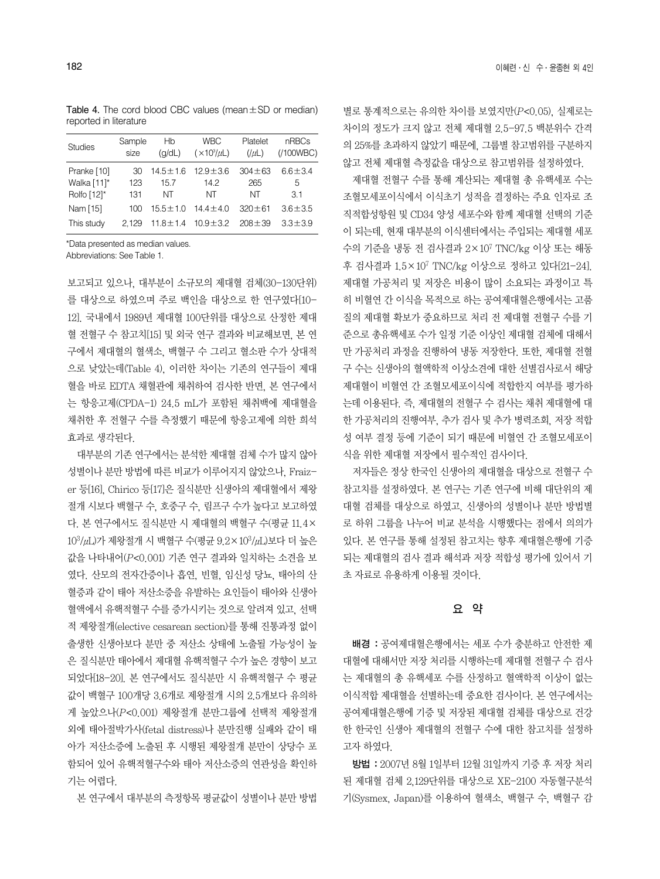Table 4. The cord blood CBC values (mean±SD or median) reported in literature

| Studies | Sample size | Hb (g/dL) | WBC ($\times10^3/\mu$L) | Platelet (/$\mu$L) | nRBCs (/100WBC) |
|---|---|---|---|---|---|
| Pranke [10] | 30 | 14.5±1.6 | 12.9±3.6 | 304±63 | 6.6±3.4 |
| Walka [11]* | 123 | 15.7 | 14.2 | 265 | 5 |
| Rolfo [12]* | 131 | NT | NT | NT | 3.1 |
| Nam [15] | 100 | 15.5±1.0 | 14.4±4.0 | 320±61 | 3.6±3.5 |
| This study | 2,129 | 11.8±1.4 | 10.9±3.2 | 208±39 | 3.3±3.9 |

*Data presented as median values.
Abbreviations: See Table 1.

보고되고 있으나, 대부분이 소규모의 제대혈 검체(30-130단위)를 대상으로 하였으며 주로 백인을 대상으로 한 연구였다[10-12]. 국내에서 1989년 제대혈 100단위를 대상으로 산정한 제대혈 전혈구 수 참고치[15] 및 외국 연구 결과와 비교해보면, 본 연구에서 제대혈의 혈색소, 백혈구 수 그리고 혈소판 수가 상대적으로 낮았는데(Table 4), 이러한 차이는 기존의 연구들이 제대혈을 바로 EDTA 채혈관에 채취하여 검사한 반면, 본 연구에서는 항응고제(CPDA-1) 24.5 mL가 포함된 채취백에 제대혈을 채취한 후 전혈구 수를 측정했기 때문에 항응고제에 의한 희석 효과로 생각된다.

대부분의 기존 연구에서는 분석한 제대혈 검체 수가 많지 않아 성별이나 분만 방법에 따른 비교가 이루어지지 않았으나, Fraizer 등[16], Chirico 등[17]은 질식분만 신생아의 제대혈에서 제왕절개 시보다 백혈구 수, 호중구 수, 림프구 수가 높다고 보고하였다. 본 연구에서도 질식분만 시 제대혈의 백혈구 수(평균 $11.4\times10^3/\mu$L)가 제왕절개 시 백혈구 수(평균 $9.2\times10^3/\mu$L)보다 더 높은 값을 나타내어($P$<0.001) 기존 연구 결과와 일치하는 소견을 보였다. 산모의 전자간증이나 흡연, 빈혈, 임신성 당뇨, 태아의 산혈증과 같이 태아 저산소증을 유발하는 요인들이 태아와 신생아 혈액에서 유핵적혈구 수를 증가시키는 것으로 알려져 있고, 선택적 제왕절개(elective cesarean section)를 통해 진통과정 없이 출생한 신생아보다 분만 중 저산소 상태에 노출될 가능성이 높은 질식분만 태아에서 제대혈 유핵적혈구 수가 높은 경향이 보고되었다[18-20]. 본 연구에서도 질식분만 시 유핵적혈구 수 평균값이 백혈구 100개당 3.6개로 제왕절개 시의 2.5개보다 유의하게 높았으나($P$<0.001) 제왕절개 분만그룹에 선택적 제왕절개 외에 태아절박가사(fetal distress)나 분만진행 실패와 같이 태아가 저산소증에 노출된 후 시행된 제왕절개 분만이 상당수 포함되어 있어 유핵적혈구수와 태아 저산소증의 연관성을 확인하기는 어렵다.

본 연구에서 대부분의 측정항목 평균값이 성별이나 분만 방법별로 통계적으로는 유의한 차이를 보였지만($P$<0.05), 실제로는 차이의 정도가 크지 않고 전체 제대혈 2.5-97.5 백분위수 간격의 25%를 초과하지 않았기 때문에, 그룹별 참고범위를 구분하지 않고 전체 제대혈 측정값을 대상으로 참고범위를 설정하였다.

제대혈 전혈구 수를 통해 계산되는 제대혈 총 유핵세포 수는 조혈모세포이식에서 이식초기 성적을 결정하는 주요 인자로 조직적합성항원 및 CD34 양성 세포수와 함께 제대혈 선택의 기준이 되는데, 현재 대부분의 이식센터에서는 주입되는 제대혈 세포수의 기준을 냉동 전 검사결과 $2\times10^7$ TNC/kg 이상 또는 해동 후 검사결과 $1.5\times10^7$ TNC/kg 이상으로 정하고 있다[21-24]. 제대혈 가공처리 및 저장은 비용이 많이 소요되는 과정이고 특히 비혈연 간 이식을 목적으로 하는 공여제대혈은행에서는 고품질의 제대혈 확보가 중요하므로 처리 전 제대혈 전혈구 수를 기준으로 총유핵세포 수가 일정 기준 이상인 제대혈 검체에 대해서만 가공처리 과정을 진행하여 냉동 저장한다. 또한, 제대혈 전혈구 수는 신생아의 혈액학적 이상소견에 대한 선별검사로서 해당 제대혈이 비혈연 간 조혈모세포이식에 적합한지 여부를 평가하는데 이용된다. 즉, 제대혈의 전혈구 수 검사는 채취 제대혈에 대한 가공처리의 진행여부, 추가 검사 및 추가 병력조회, 저장 적합성 여부 결정 등에 기준이 되기 때문에 비혈연 간 조혈모세포이식을 위한 제대혈 저장에서 필수적인 검사이다.

저자들은 정상 한국인 신생아의 제대혈을 대상으로 전혈구 수 참고치를 설정하였다. 본 연구는 기존 연구에 비해 대단위의 제대혈 검체를 대상으로 하였고, 신생아의 성별이나 분만 방법별로 하위 그룹을 나누어 비교 분석을 시행했다는 점에서 의의가 있다. 본 연구를 통해 설정된 참고치는 향후 제대혈은행에 기증되는 제대혈의 검사 결과 해석과 저장 적합성 평가에 있어서 기초 자료로 유용하게 이용될 것이다.

## 요 약

**배경 :** 공여제대혈은행에서는 세포 수가 충분하고 안전한 제대혈에 대해서만 저장 처리를 시행하는데 제대혈 전혈구 수 검사는 제대혈의 총 유핵세포 수를 산정하고 혈액학적 이상이 없는 이식적합 제대혈을 선별하는데 중요한 검사이다. 본 연구에서는 공여제대혈은행에 기증 및 저장된 제대혈 검체를 대상으로 건강한 한국인 신생아 제대혈의 전혈구 수에 대한 참고치를 설정하고자 하였다.

**방법 :** 2007년 8월 1일부터 12월 31일까지 기증 후 저장 처리된 제대혈 검체 2,129단위를 대상으로 XE-2100 자동혈구분석기(Sysmex, Japan)를 이용하여 혈색소, 백혈구 수, 백혈구 감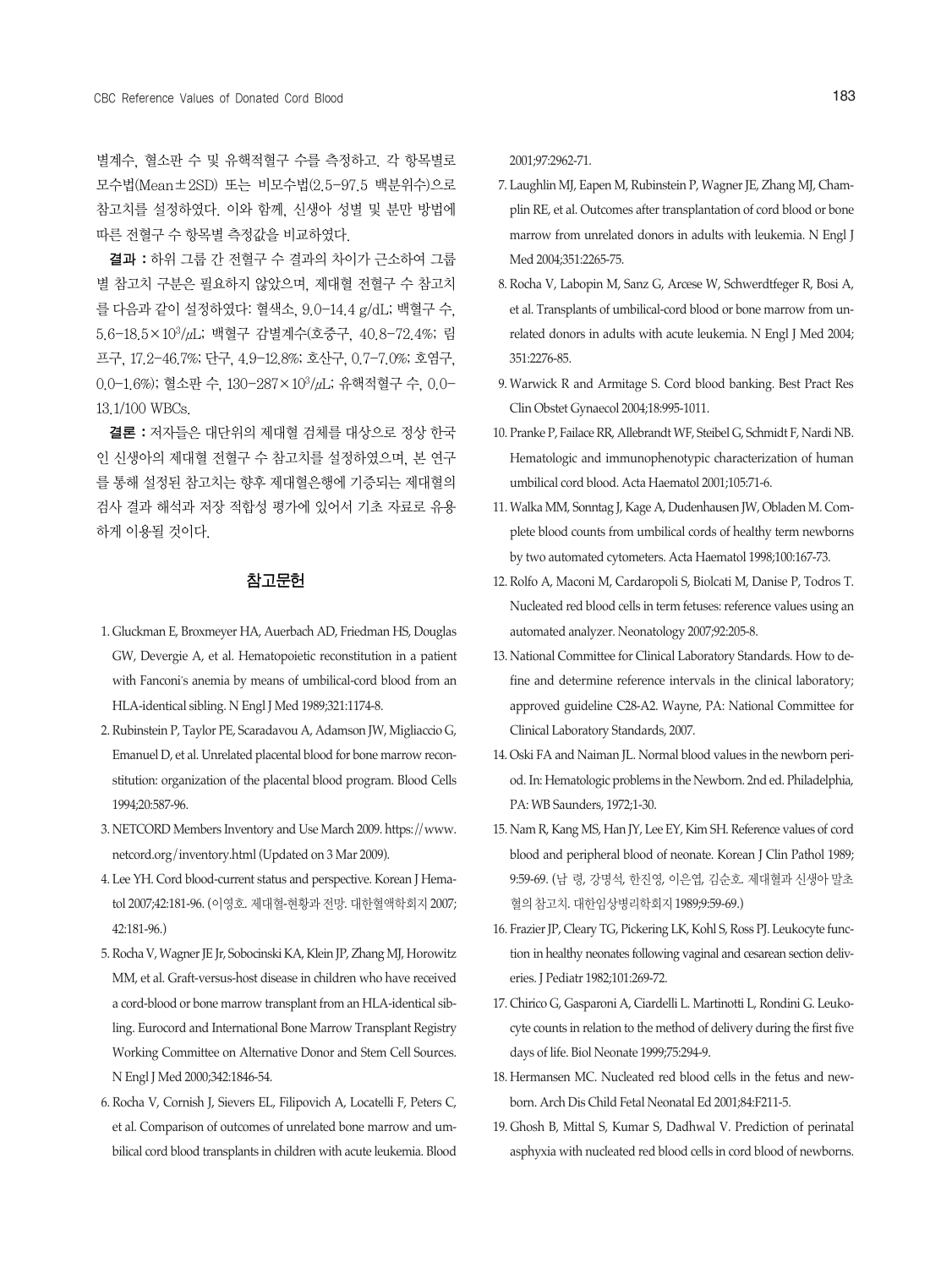별계수, 혈소판 수 및 유핵적혈구 수를 측정하고, 각 항목별로 모수법(Mean±2SD) 또는 비모수법(2.5-97.5 백분위수)으로 참고치를 설정하였다. 이와 함께, 신생아 성별 및 분만 방법에 따른 전혈구 수 항목별 측정값을 비교하였다.

**결과 :** 하위 그룹 간 전혈구 수 결과의 차이가 근소하여 그룹별 참고치 구분은 필요하지 않았으며, 제대혈 전혈구 수 참고치를 다음과 같이 설정하였다: 혈색소, 9.0-14.4 g/dL; 백혈구 수, 5.6-18.5×$10^3$/μL; 백혈구 감별계수(호중구, 40.8-72.4%; 림프구, 17.2-46.7%; 단구, 4.9-12.8%; 호산구, 0.7-7.0%; 호염구, 0.0-1.6%); 혈소판 수, 130-287×$10^3$/μL; 유핵적혈구 수, 0.0-13.1/100 WBCs.

**결론 :** 저자들은 대단위의 제대혈 검체를 대상으로 정상 한국인 신생아의 제대혈 전혈구 수 참고치를 설정하였으며, 본 연구를 통해 설정된 참고치는 향후 제대혈은행에 기증되는 제대혈의 검사 결과 해석과 저장 적합성 평가에 있어서 기초 자료로 유용하게 이용될 것이다.

## 참고문헌

1. Gluckman E, Broxmeyer HA, Auerbach AD, Friedman HS, Douglas GW, Devergie A, et al. Hematopoietic reconstitution in a patient with Fanconi's anemia by means of umbilical-cord blood from an HLA-identical sibling. N Engl J Med 1989;321:1174-8.
2. Rubinstein P, Taylor PE, Scaradavou A, Adamson JW, Migliaccio G, Emanuel D, et al. Unrelated placental blood for bone marrow reconstitution: organization of the placental blood program. Blood Cells 1994;20:587-96.
3. NETCORD Members Inventory and Use March 2009. https://www.netcord.org/inventory.html (Updated on 3 Mar 2009).
4. Lee YH. Cord blood-current status and perspective. Korean J Hematol 2007;42:181-96. (이영호. 제대혈-현황과 전망. 대한혈액학회지 2007;42:181-96.)
5. Rocha V, Wagner JE Jr, Sobocinski KA, Klein JP, Zhang MJ, Horowitz MM, et al. Graft-versus-host disease in children who have received a cord-blood or bone marrow transplant from an HLA-identical sibling. Eurocord and International Bone Marrow Transplant Registry Working Committee on Alternative Donor and Stem Cell Sources. N Engl J Med 2000;342:1846-54.
6. Rocha V, Cornish J, Sievers EL, Filipovich A, Locatelli F, Peters C, et al. Comparison of outcomes of unrelated bone marrow and umbilical cord blood transplants in children with acute leukemia. Blood 2001;97:2962-71.
7. Laughlin MJ, Eapen M, Rubinstein P, Wagner JE, Zhang MJ, Champlin RE, et al. Outcomes after transplantation of cord blood or bone marrow from unrelated donors in adults with leukemia. N Engl J Med 2004;351:2265-75.
8. Rocha V, Labopin M, Sanz G, Arcese W, Schwerdtfeger R, Bosi A, et al. Transplants of umbilical-cord blood or bone marrow from unrelated donors in adults with acute leukemia. N Engl J Med 2004;351:2276-85.
9. Warwick R and Armitage S. Cord blood banking. Best Pract Res Clin Obstet Gynaecol 2004;18:995-1011.
10. Pranke P, Failace RR, Allebrandt WF, Steibel G, Schmidt F, Nardi NB. Hematologic and immunophenotypic characterization of human umbilical cord blood. Acta Haematol 2001;105:71-6.
11. Walka MM, Sonntag J, Kage A, Dudenhausen JW, Obladen M. Complete blood counts from umbilical cords of healthy term newborns by two automated cytometers. Acta Haematol 1998;100:167-73.
12. Rolfo A, Maconi M, Cardaropoli S, Biolcati M, Danise P, Todros T. Nucleated red blood cells in term fetuses: reference values using an automated analyzer. Neonatology 2007;92:205-8.
13. National Committee for Clinical Laboratory Standards. How to define and determine reference intervals in the clinical laboratory; approved guideline C28-A2. Wayne, PA: National Committee for Clinical Laboratory Standards, 2007.
14. Oski FA and Naiman JL. Normal blood values in the newborn period. In: Hematologic problems in the Newborn. 2nd ed. Philadelphia, PA: WB Saunders, 1972;1-30.
15. Nam R, Kang MS, Han JY, Lee EY, Kim SH. Reference values of cord blood and peripheral blood of neonate. Korean J Clin Pathol 1989;9:59-69. (남 령, 강명석, 한진영, 이은엽, 김순호. 제대혈과 신생아 말초혈의 참고치. 대한임상병리학회지 1989;9:59-69.)
16. Frazier JP, Cleary TG, Pickering LK, Kohl S, Ross PJ. Leukocyte function in healthy neonates following vaginal and cesarean section deliveries. J Pediatr 1982;101:269-72.
17. Chirico G, Gasparoni A, Ciardelli L. Martinotti L, Rondini G. Leukocyte counts in relation to the method of delivery during the first five days of life. Biol Neonate 1999;75:294-9.
18. Hermansen MC. Nucleated red blood cells in the fetus and newborn. Arch Dis Child Fetal Neonatal Ed 2001;84:F211-5.
19. Ghosh B, Mittal S, Kumar S, Dadhwal V. Prediction of perinatal asphyxia with nucleated red blood cells in cord blood of newborns.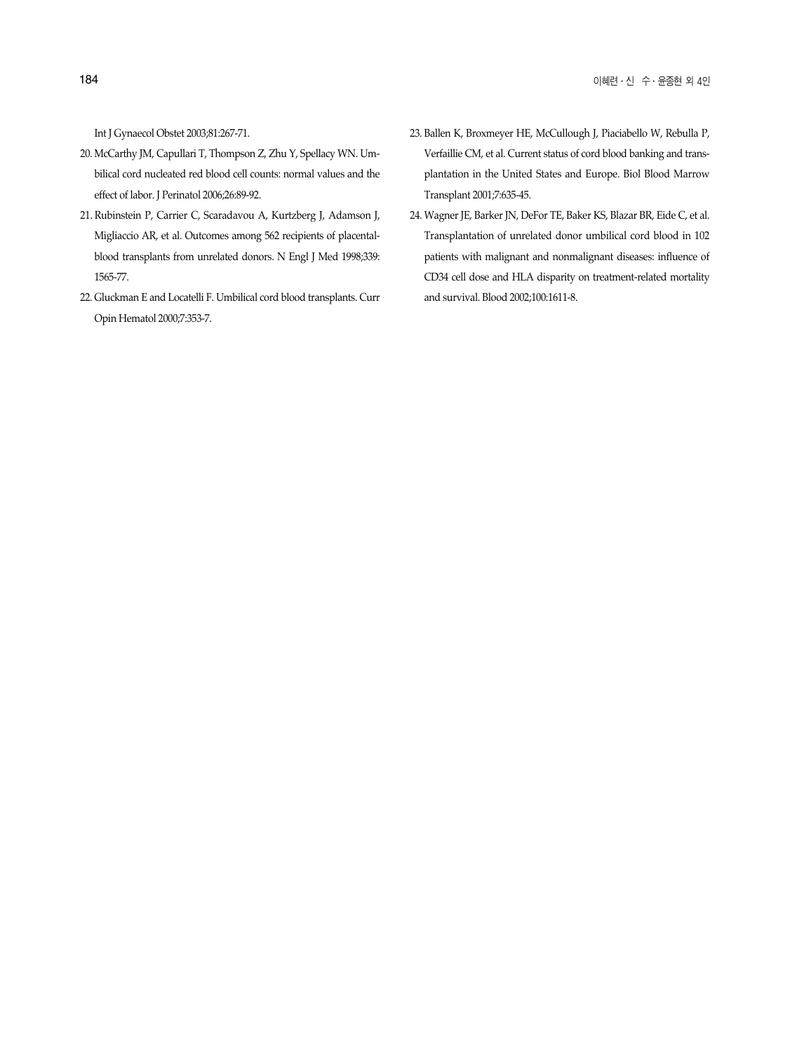Int J Gynaecol Obstet 2003;81:267-71.

20. McCarthy JM, Capullari T, Thompson Z, Zhu Y, Spellacy WN. Umbilical cord nucleated red blood cell counts: normal values and the effect of labor. J Perinatol 2006;26:89-92.
21. Rubinstein P, Carrier C, Scaradavou A, Kurtzberg J, Adamson J, Migliaccio AR, et al. Outcomes among 562 recipients of placental-blood transplants from unrelated donors. N Engl J Med 1998;339:1565-77.
22. Gluckman E and Locatelli F. Umbilical cord blood transplants. Curr Opin Hematol 2000;7:353-7.
23. Ballen K, Broxmeyer HE, McCullough J, Piaciabello W, Rebulla P, Verfaillie CM, et al. Current status of cord blood banking and transplantation in the United States and Europe. Biol Blood Marrow Transplant 2001;7:635-45.
24. Wagner JE, Barker JN, DeFor TE, Baker KS, Blazar BR, Eide C, et al. Transplantation of unrelated donor umbilical cord blood in 102 patients with malignant and nonmalignant diseases: influence of CD34 cell dose and HLA disparity on treatment-related mortality and survival. Blood 2002;100:1611-8.